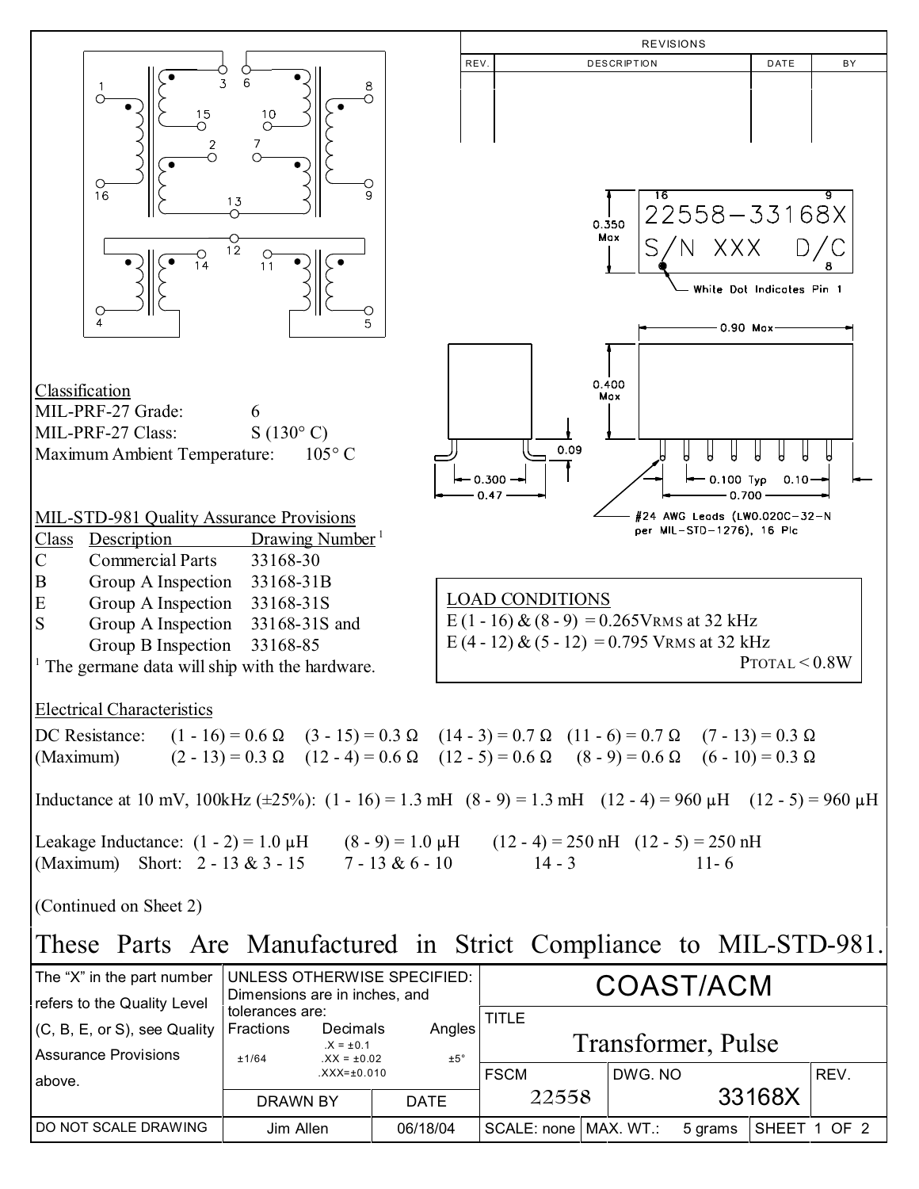| REV. | DESCRIPTION | DATE | BY |
|---|---|---|---|
| | | | |

16 9
22558–33168X
S/N XXX D/C
8

0.350 Max

White Dot Indicates Pin 1

0.90 Max

0.400 Max

0.09

0.300

0.47

0.100 Typ 0.10

0.700

#24 AWG Leads (LW0.020C–32–N per MIL–STD–1276), 16 Plc

## Classification

MIL-PRF-27 Grade: 6
MIL-PRF-27 Class: S (130° C)
Maximum Ambient Temperature: 105° C

## MIL-STD-981 Quality Assurance Provisions

| Class | Description | Drawing Number [1] |
|---|---|---|
| C | Commercial Parts | 33168-30 |
| B | Group A Inspection | 33168-31B |
| E | Group A Inspection | 33168-31S |
| S | Group A Inspection<br>Group B Inspection | 33168-31S and<br>33168-85 |

[1] The germane data will ship with the hardware.

## LOAD CONDITIONS

E (1 - 16) & (8 - 9) = 0.265VRMS at 32 kHz
E (4 - 12) & (5 - 12) = 0.795 VRMS at 32 kHz
$P_{TOTAL} < 0.8W$

## Electrical Characteristics

DC Resistance: (1 - 16) = 0.6 Ω (3 - 15) = 0.3 Ω (14 - 3) = 0.7 Ω (11 - 6) = 0.7 Ω (7 - 13) = 0.3 Ω
(Maximum) (2 - 13) = 0.3 Ω (12 - 4) = 0.6 Ω (12 - 5) = 0.6 Ω (8 - 9) = 0.6 Ω (6 - 10) = 0.3 Ω

Inductance at 10 mV, 100kHz (±25%): (1 - 16) = 1.3 mH (8 - 9) = 1.3 mH (12 - 4) = 960 µH (12 - 5) = 960 µH

Leakage Inductance: (1 - 2) = 1.0 µH (8 - 9) = 1.0 µH (12 - 4) = 250 nH (12 - 5) = 250 nH
(Maximum) Short: 2 - 13 & 3 - 15 7 - 13 & 6 - 10 14 - 3 11- 6

(Continued on Sheet 2)

# These Parts Are Manufactured in Strict Compliance to MIL-STD-981.

| The "X" in the part number refers to the Quality Level (C, B, E, or S), see Quality Assurance Provisions above. | UNLESS OTHERWISE SPECIFIED: Dimensions are in inches, and tolerances are: Fractions ±1/64; Decimals .X = ±0.1, .XX = ±0.02, .XXX=±0.010; Angles ±5° | | COAST/ACM | | | |
|---|---|---|---|---|---|---|
| | | | TITLE: Transformer, Pulse | | | |
| | DRAWN BY | DATE | FSCM: 22558 | DWG. NO: 33168X | | REV. |
| DO NOT SCALE DRAWING | Jim Allen | 06/18/04 | SCALE: none | MAX. WT.: 5 grams | SHEET 1 OF 2 | |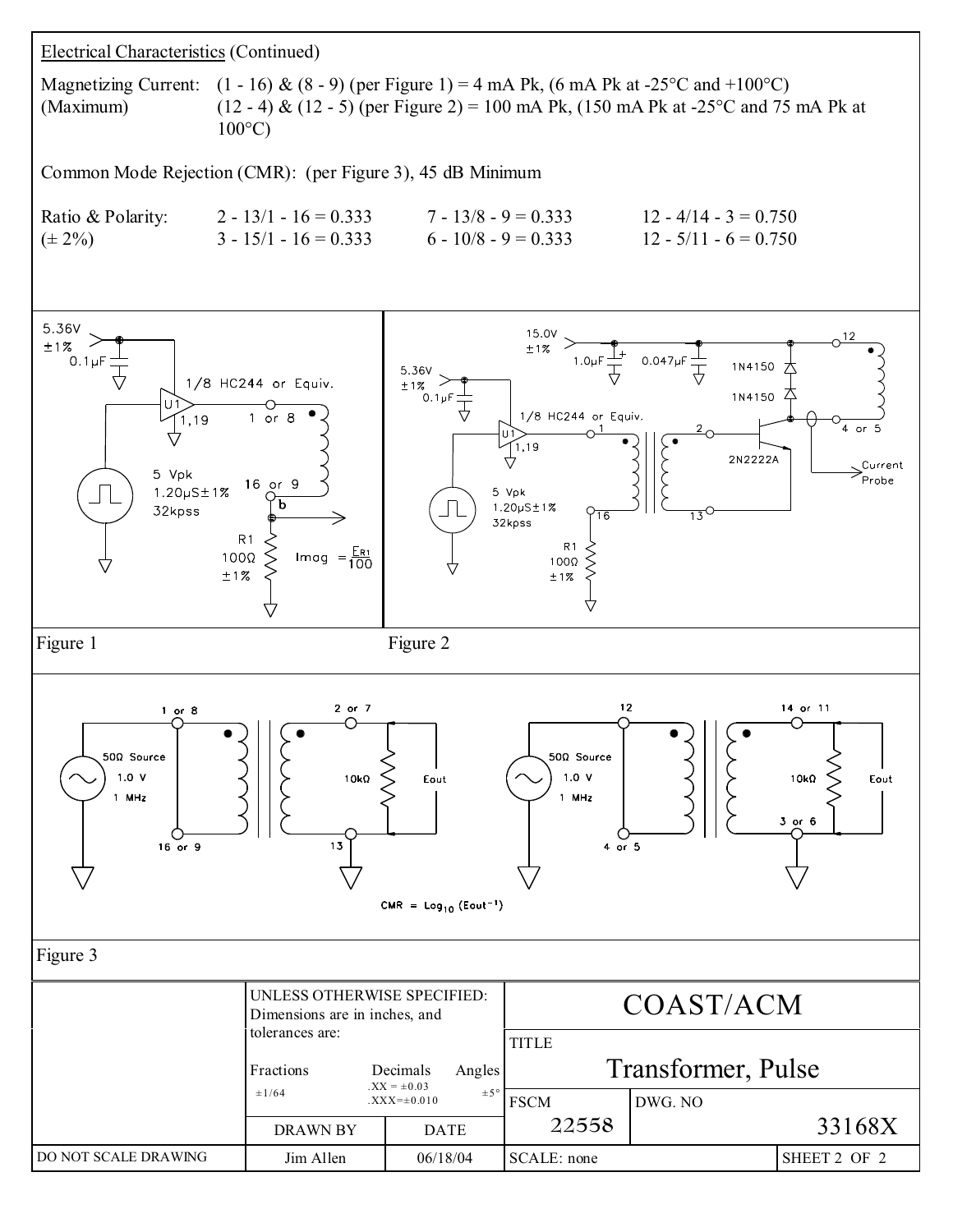Electrical Characteristics (Continued)

Magnetizing Current: (Maximum) (1 - 16) & (8 - 9) (per Figure 1) = 4 mA Pk, (6 mA Pk at -25°C and +100°C)
(12 - 4) & (12 - 5) (per Figure 2) = 100 mA Pk, (150 mA Pk at -25°C and 75 mA Pk at 100°C)

Common Mode Rejection (CMR): (per Figure 3), 45 dB Minimum

| | | | |
|---|---|---|---|
| Ratio & Polarity: (± 2%) | 2 - 13/1 - 16 = 0.333 | 7 - 13/8 - 9 = 0.333 | 12 - 4/14 - 3 = 0.750 |
| | 3 - 15/1 - 16 = 0.333 | 6 - 10/8 - 9 = 0.333 | 12 - 5/11 - 6 = 0.750 |

5.36V ±1%
0.1μF
1/8 HC244 or Equiv.
U1
1,19
1 or 8
5 Vpk
1.20μS±1%
32kpss
16 or 9
b
R1
100Ω
±1%
$I_{mag} = \frac{E_{R1}}{100}$

Figure 1

15.0V ±1%
1.0μF
0.047μF
1N4150
1N4150
12
5.36V ±1%
0.1μF
1/8 HC244 or Equiv.
U1
1,19
1
2
4 or 5
2N2222A
Current Probe
5 Vpk
1.20μS±1%
32kpss
16
13
R1
100Ω
±1%

Figure 2

1 or 8
50Ω Source
1.0 V
1 MHz
16 or 9
2 or 7
10kΩ
Eout
13
12
50Ω Source
1.0 V
1 MHz
4 or 5
14 or 11
10kΩ
Eout
3 or 6

$CMR = Log_{10} (Eout^{-1})$

Figure 3

| | | | |
|---|---|---|---|
| UNLESS OTHERWISE SPECIFIED: Dimensions are in inches, and tolerances are: | | COAST/ACM | |
| Fractions ±1/64 | Decimals .XX = ±0.03 .XXX=±0.010 Angles ±5° | TITLE Transformer, Pulse | |
| | | FSCM 22558 | DWG. NO 33168X |
| DRAWN BY | DATE | | |
| Jim Allen | 06/18/04 | SCALE: none | SHEET 2 OF 2 |

DO NOT SCALE DRAWING